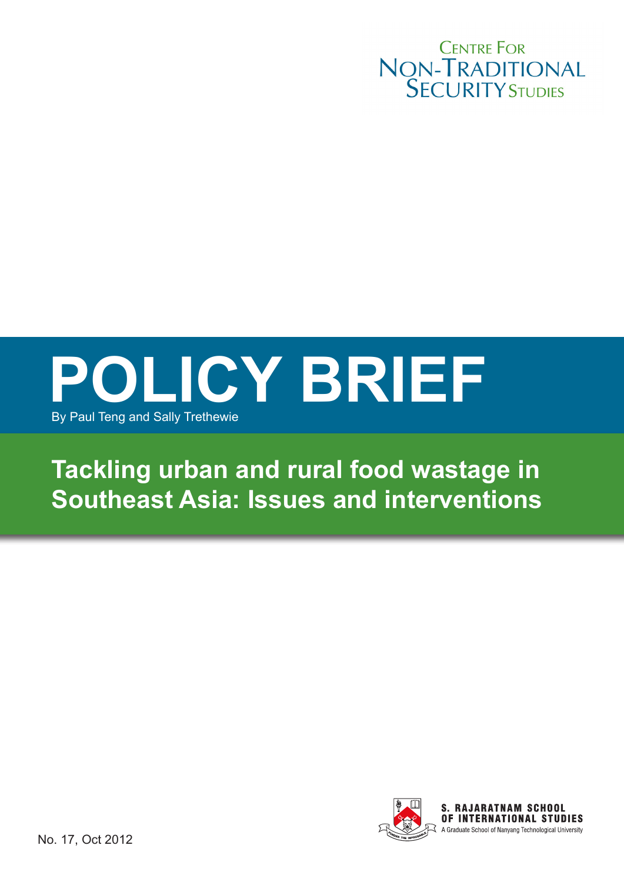Centre For Non-Traditional Security Studies

# POLICY BRIEF

By Paul Teng and Sally Trethewie

## Tackling urban and rural food wastage in Southeast Asia: Issues and interventions

S. Rajaratnam School of International Studies

A Graduate School of Nanyang Technological University

No. 17, Oct 2012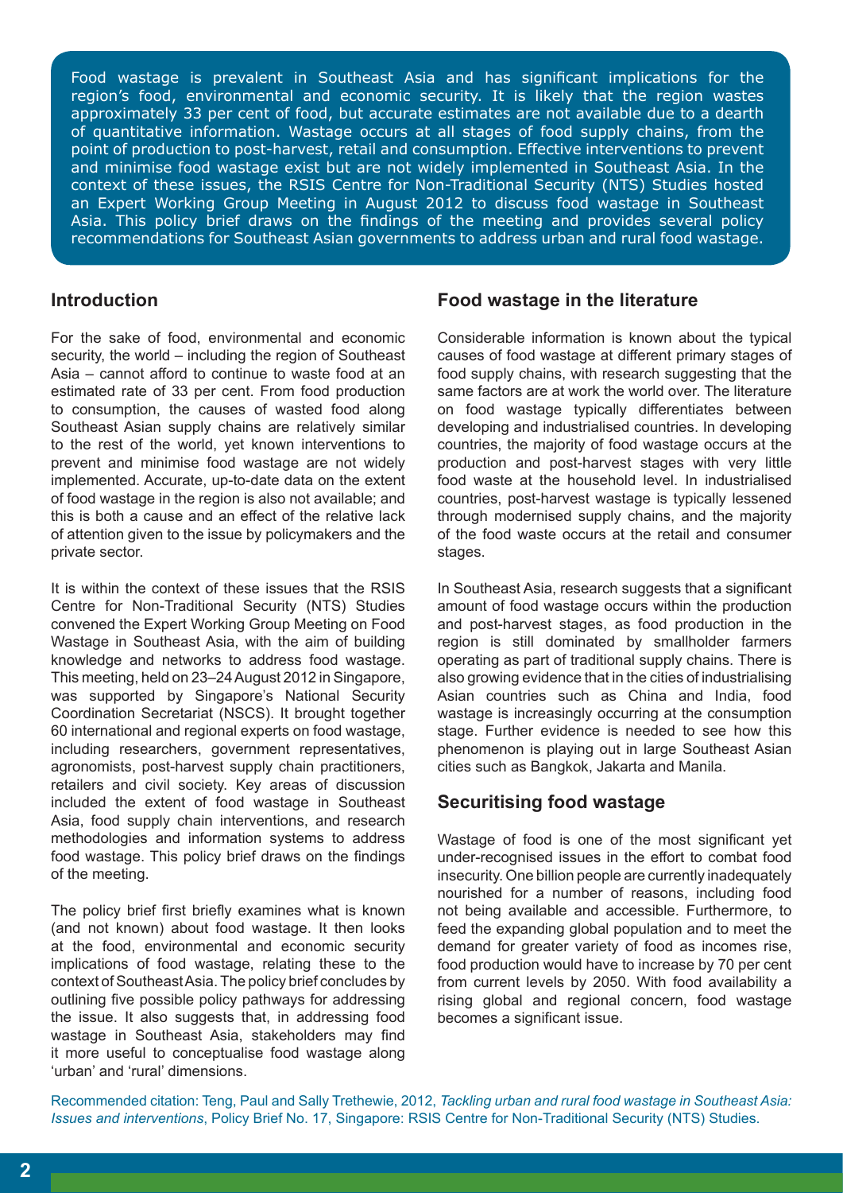Food wastage is prevalent in Southeast Asia and has significant implications for the region's food, environmental and economic security. It is likely that the region wastes approximately 33 per cent of food, but accurate estimates are not available due to a dearth of quantitative information. Wastage occurs at all stages of food supply chains, from the point of production to post-harvest, retail and consumption. Effective interventions to prevent and minimise food wastage exist but are not widely implemented in Southeast Asia. In the context of these issues, the RSIS Centre for Non-Traditional Security (NTS) Studies hosted an Expert Working Group Meeting in August 2012 to discuss food wastage in Southeast Asia. This policy brief draws on the findings of the meeting and provides several policy recommendations for Southeast Asian governments to address urban and rural food wastage.

## Introduction

For the sake of food, environmental and economic security, the world – including the region of Southeast Asia – cannot afford to continue to waste food at an estimated rate of 33 per cent. From food production to consumption, the causes of wasted food along Southeast Asian supply chains are relatively similar to the rest of the world, yet known interventions to prevent and minimise food wastage are not widely implemented. Accurate, up-to-date data on the extent of food wastage in the region is also not available; and this is both a cause and an effect of the relative lack of attention given to the issue by policymakers and the private sector.

It is within the context of these issues that the RSIS Centre for Non-Traditional Security (NTS) Studies convened the Expert Working Group Meeting on Food Wastage in Southeast Asia, with the aim of building knowledge and networks to address food wastage. This meeting, held on 23–24 August 2012 in Singapore, was supported by Singapore's National Security Coordination Secretariat (NSCS). It brought together 60 international and regional experts on food wastage, including researchers, government representatives, agronomists, post-harvest supply chain practitioners, retailers and civil society. Key areas of discussion included the extent of food wastage in Southeast Asia, food supply chain interventions, and research methodologies and information systems to address food wastage. This policy brief draws on the findings of the meeting.

The policy brief first briefly examines what is known (and not known) about food wastage. It then looks at the food, environmental and economic security implications of food wastage, relating these to the context of Southeast Asia. The policy brief concludes by outlining five possible policy pathways for addressing the issue. It also suggests that, in addressing food wastage in Southeast Asia, stakeholders may find it more useful to conceptualise food wastage along 'urban' and 'rural' dimensions.

## Food wastage in the literature

Considerable information is known about the typical causes of food wastage at different primary stages of food supply chains, with research suggesting that the same factors are at work the world over. The literature on food wastage typically differentiates between developing and industrialised countries. In developing countries, the majority of food wastage occurs at the production and post-harvest stages with very little food waste at the household level. In industrialised countries, post-harvest wastage is typically lessened through modernised supply chains, and the majority of the food waste occurs at the retail and consumer stages.

In Southeast Asia, research suggests that a significant amount of food wastage occurs within the production and post-harvest stages, as food production in the region is still dominated by smallholder farmers operating as part of traditional supply chains. There is also growing evidence that in the cities of industrialising Asian countries such as China and India, food wastage is increasingly occurring at the consumption stage. Further evidence is needed to see how this phenomenon is playing out in large Southeast Asian cities such as Bangkok, Jakarta and Manila.

## Securitising food wastage

Wastage of food is one of the most significant yet under-recognised issues in the effort to combat food insecurity. One billion people are currently inadequately nourished for a number of reasons, including food not being available and accessible. Furthermore, to feed the expanding global population and to meet the demand for greater variety of food as incomes rise, food production would have to increase by 70 per cent from current levels by 2050. With food availability a rising global and regional concern, food wastage becomes a significant issue.

Recommended citation: Teng, Paul and Sally Trethewie, 2012, *Tackling urban and rural food wastage in Southeast Asia: Issues and interventions*, Policy Brief No. 17, Singapore: RSIS Centre for Non-Traditional Security (NTS) Studies.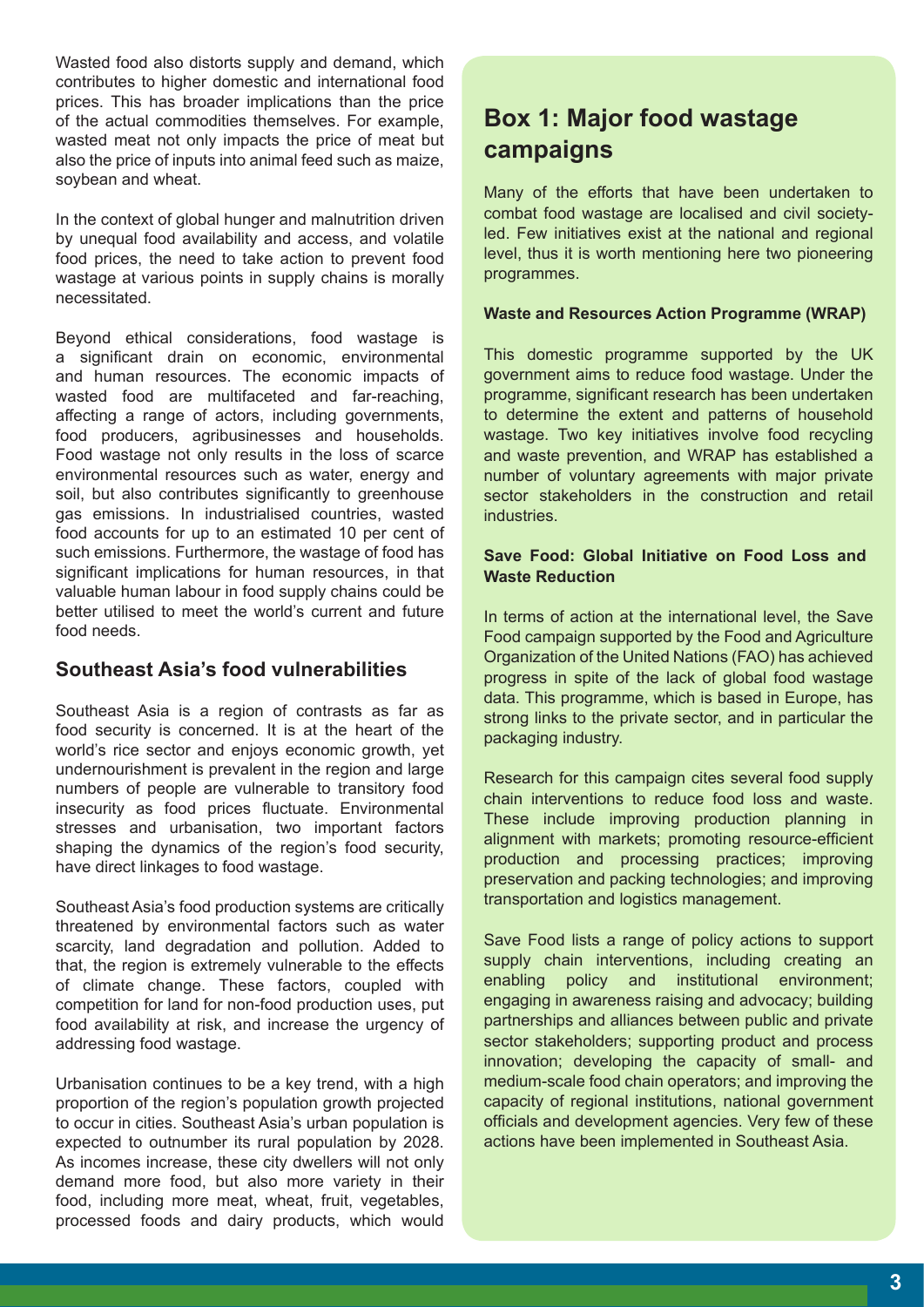Wasted food also distorts supply and demand, which contributes to higher domestic and international food prices. This has broader implications than the price of the actual commodities themselves. For example, wasted meat not only impacts the price of meat but also the price of inputs into animal feed such as maize, soybean and wheat.

In the context of global hunger and malnutrition driven by unequal food availability and access, and volatile food prices, the need to take action to prevent food wastage at various points in supply chains is morally necessitated.

Beyond ethical considerations, food wastage is a significant drain on economic, environmental and human resources. The economic impacts of wasted food are multifaceted and far-reaching, affecting a range of actors, including governments, food producers, agribusinesses and households. Food wastage not only results in the loss of scarce environmental resources such as water, energy and soil, but also contributes significantly to greenhouse gas emissions. In industrialised countries, wasted food accounts for up to an estimated 10 per cent of such emissions. Furthermore, the wastage of food has significant implications for human resources, in that valuable human labour in food supply chains could be better utilised to meet the world's current and future food needs.

## Southeast Asia's food vulnerabilities

Southeast Asia is a region of contrasts as far as food security is concerned. It is at the heart of the world's rice sector and enjoys economic growth, yet undernourishment is prevalent in the region and large numbers of people are vulnerable to transitory food insecurity as food prices fluctuate. Environmental stresses and urbanisation, two important factors shaping the dynamics of the region's food security, have direct linkages to food wastage.

Southeast Asia's food production systems are critically threatened by environmental factors such as water scarcity, land degradation and pollution. Added to that, the region is extremely vulnerable to the effects of climate change. These factors, coupled with competition for land for non-food production uses, put food availability at risk, and increase the urgency of addressing food wastage.

Urbanisation continues to be a key trend, with a high proportion of the region's population growth projected to occur in cities. Southeast Asia's urban population is expected to outnumber its rural population by 2028. As incomes increase, these city dwellers will not only demand more food, but also more variety in their food, including more meat, wheat, fruit, vegetables, processed foods and dairy products, which would

## Box 1: Major food wastage campaigns

Many of the efforts that have been undertaken to combat food wastage are localised and civil society-led. Few initiatives exist at the national and regional level, thus it is worth mentioning here two pioneering programmes.

**Waste and Resources Action Programme (WRAP)**

This domestic programme supported by the UK government aims to reduce food wastage. Under the programme, significant research has been undertaken to determine the extent and patterns of household wastage. Two key initiatives involve food recycling and waste prevention, and WRAP has established a number of voluntary agreements with major private sector stakeholders in the construction and retail industries.

**Save Food: Global Initiative on Food Loss and Waste Reduction**

In terms of action at the international level, the Save Food campaign supported by the Food and Agriculture Organization of the United Nations (FAO) has achieved progress in spite of the lack of global food wastage data. This programme, which is based in Europe, has strong links to the private sector, and in particular the packaging industry.

Research for this campaign cites several food supply chain interventions to reduce food loss and waste. These include improving production planning in alignment with markets; promoting resource-efficient production and processing practices; improving preservation and packing technologies; and improving transportation and logistics management.

Save Food lists a range of policy actions to support supply chain interventions, including creating an enabling policy and institutional environment; engaging in awareness raising and advocacy; building partnerships and alliances between public and private sector stakeholders; supporting product and process innovation; developing the capacity of small- and medium-scale food chain operators; and improving the capacity of regional institutions, national government officials and development agencies. Very few of these actions have been implemented in Southeast Asia.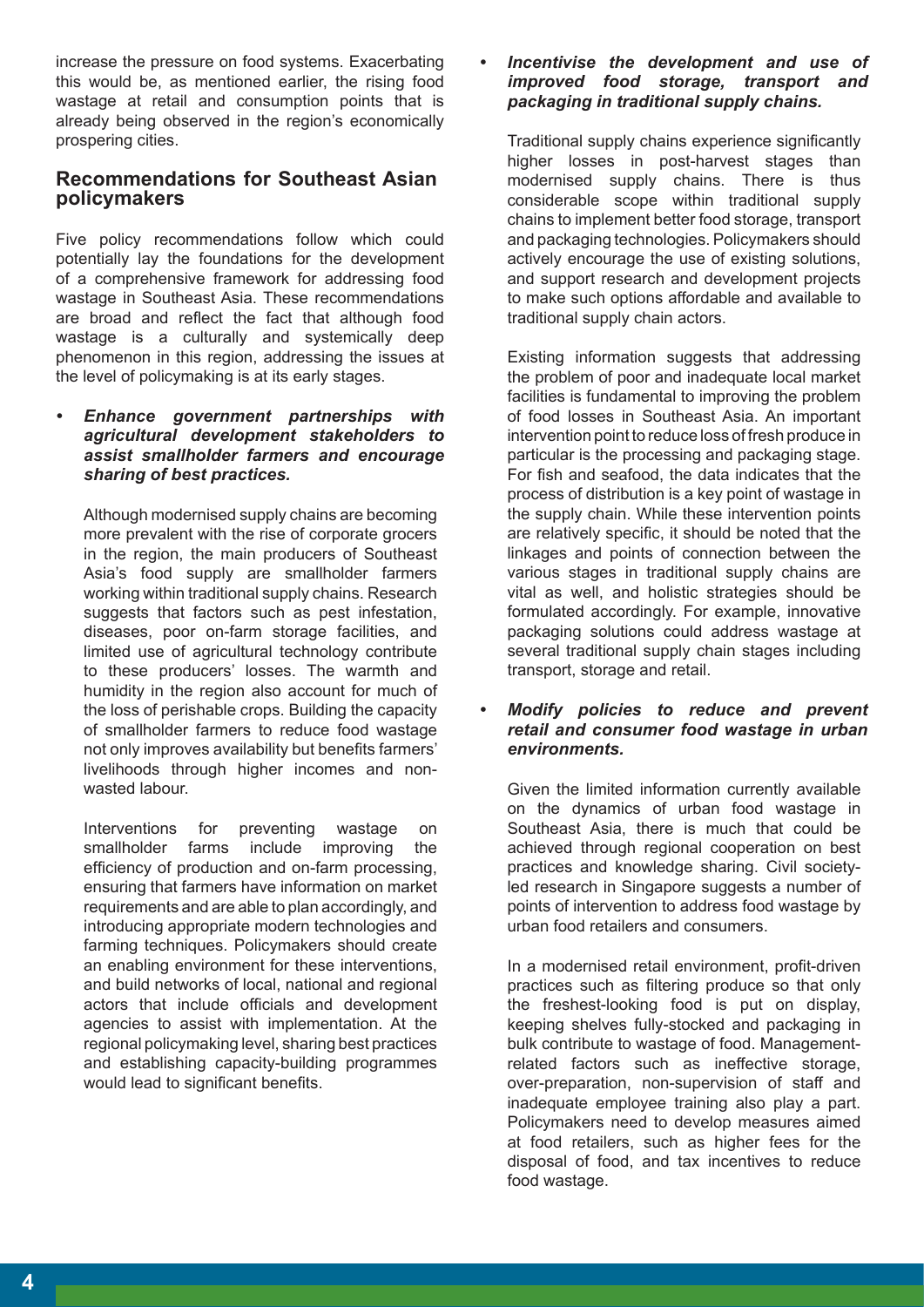increase the pressure on food systems. Exacerbating this would be, as mentioned earlier, the rising food wastage at retail and consumption points that is already being observed in the region's economically prospering cities.

## Recommendations for Southeast Asian policymakers

Five policy recommendations follow which could potentially lay the foundations for the development of a comprehensive framework for addressing food wastage in Southeast Asia. These recommendations are broad and reflect the fact that although food wastage is a culturally and systemically deep phenomenon in this region, addressing the issues at the level of policymaking is at its early stages.

- ***Enhance government partnerships with agricultural development stakeholders to assist smallholder farmers and encourage sharing of best practices.***

  Although modernised supply chains are becoming more prevalent with the rise of corporate grocers in the region, the main producers of Southeast Asia's food supply are smallholder farmers working within traditional supply chains. Research suggests that factors such as pest infestation, diseases, poor on-farm storage facilities, and limited use of agricultural technology contribute to these producers' losses. The warmth and humidity in the region also account for much of the loss of perishable crops. Building the capacity of smallholder farmers to reduce food wastage not only improves availability but benefits farmers' livelihoods through higher incomes and non-wasted labour.

  Interventions for preventing wastage on smallholder farms include improving the efficiency of production and on-farm processing, ensuring that farmers have information on market requirements and are able to plan accordingly, and introducing appropriate modern technologies and farming techniques. Policymakers should create an enabling environment for these interventions, and build networks of local, national and regional actors that include officials and development agencies to assist with implementation. At the regional policymaking level, sharing best practices and establishing capacity-building programmes would lead to significant benefits.

- ***Incentivise the development and use of improved food storage, transport and packaging in traditional supply chains.***

  Traditional supply chains experience significantly higher losses in post-harvest stages than modernised supply chains. There is thus considerable scope within traditional supply chains to implement better food storage, transport and packaging technologies. Policymakers should actively encourage the use of existing solutions, and support research and development projects to make such options affordable and available to traditional supply chain actors.

  Existing information suggests that addressing the problem of poor and inadequate local market facilities is fundamental to improving the problem of food losses in Southeast Asia. An important intervention point to reduce loss of fresh produce in particular is the processing and packaging stage. For fish and seafood, the data indicates that the process of distribution is a key point of wastage in the supply chain. While these intervention points are relatively specific, it should be noted that the linkages and points of connection between the various stages in traditional supply chains are vital as well, and holistic strategies should be formulated accordingly. For example, innovative packaging solutions could address wastage at several traditional supply chain stages including transport, storage and retail.

- ***Modify policies to reduce and prevent retail and consumer food wastage in urban environments.***

  Given the limited information currently available on the dynamics of urban food wastage in Southeast Asia, there is much that could be achieved through regional cooperation on best practices and knowledge sharing. Civil society-led research in Singapore suggests a number of points of intervention to address food wastage by urban food retailers and consumers.

  In a modernised retail environment, profit-driven practices such as filtering produce so that only the freshest-looking food is put on display, keeping shelves fully-stocked and packaging in bulk contribute to wastage of food. Management-related factors such as ineffective storage, over-preparation, non-supervision of staff and inadequate employee training also play a part. Policymakers need to develop measures aimed at food retailers, such as higher fees for the disposal of food, and tax incentives to reduce food wastage.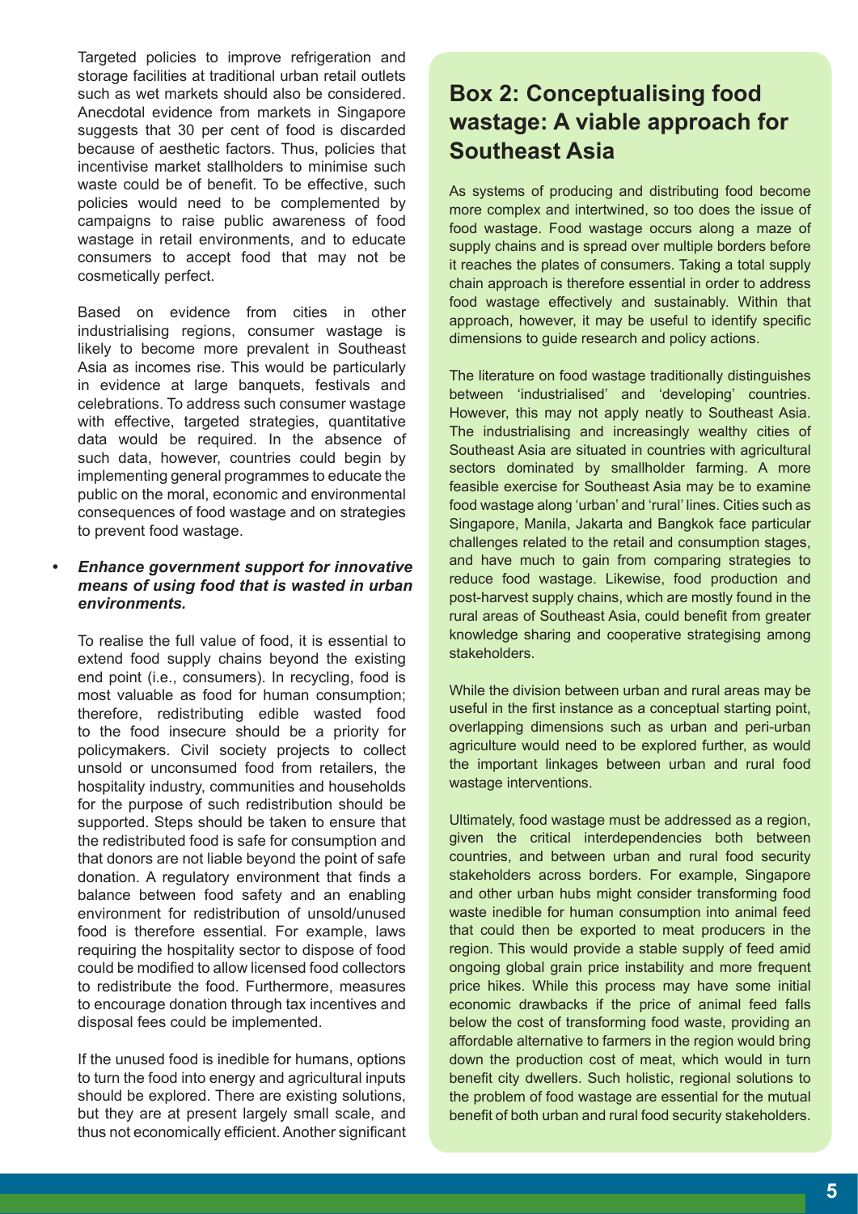Targeted policies to improve refrigeration and storage facilities at traditional urban retail outlets such as wet markets should also be considered. Anecdotal evidence from markets in Singapore suggests that 30 per cent of food is discarded because of aesthetic factors. Thus, policies that incentivise market stallholders to minimise such waste could be of benefit. To be effective, such policies would need to be complemented by campaigns to raise public awareness of food wastage in retail environments, and to educate consumers to accept food that may not be cosmetically perfect.

Based on evidence from cities in other industrialising regions, consumer wastage is likely to become more prevalent in Southeast Asia as incomes rise. This would be particularly in evidence at large banquets, festivals and celebrations. To address such consumer wastage with effective, targeted strategies, quantitative data would be required. In the absence of such data, however, countries could begin by implementing general programmes to educate the public on the moral, economic and environmental consequences of food wastage and on strategies to prevent food wastage.

- ***Enhance government support for innovative means of using food that is wasted in urban environments.***

  To realise the full value of food, it is essential to extend food supply chains beyond the existing end point (i.e., consumers). In recycling, food is most valuable as food for human consumption; therefore, redistributing edible wasted food to the food insecure should be a priority for policymakers. Civil society projects to collect unsold or unconsumed food from retailers, the hospitality industry, communities and households for the purpose of such redistribution should be supported. Steps should be taken to ensure that the redistributed food is safe for consumption and that donors are not liable beyond the point of safe donation. A regulatory environment that finds a balance between food safety and an enabling environment for redistribution of unsold/unused food is therefore essential. For example, laws requiring the hospitality sector to dispose of food could be modified to allow licensed food collectors to redistribute the food. Furthermore, measures to encourage donation through tax incentives and disposal fees could be implemented.

  If the unused food is inedible for humans, options to turn the food into energy and agricultural inputs should be explored. There are existing solutions, but they are at present largely small scale, and thus not economically efficient. Another significant

## Box 2: Conceptualising food wastage: A viable approach for Southeast Asia

As systems of producing and distributing food become more complex and intertwined, so too does the issue of food wastage. Food wastage occurs along a maze of supply chains and is spread over multiple borders before it reaches the plates of consumers. Taking a total supply chain approach is therefore essential in order to address food wastage effectively and sustainably. Within that approach, however, it may be useful to identify specific dimensions to guide research and policy actions.

The literature on food wastage traditionally distinguishes between 'industrialised' and 'developing' countries. However, this may not apply neatly to Southeast Asia. The industrialising and increasingly wealthy cities of Southeast Asia are situated in countries with agricultural sectors dominated by smallholder farming. A more feasible exercise for Southeast Asia may be to examine food wastage along 'urban' and 'rural' lines. Cities such as Singapore, Manila, Jakarta and Bangkok face particular challenges related to the retail and consumption stages, and have much to gain from comparing strategies to reduce food wastage. Likewise, food production and post-harvest supply chains, which are mostly found in the rural areas of Southeast Asia, could benefit from greater knowledge sharing and cooperative strategising among stakeholders.

While the division between urban and rural areas may be useful in the first instance as a conceptual starting point, overlapping dimensions such as urban and peri-urban agriculture would need to be explored further, as would the important linkages between urban and rural food wastage interventions.

Ultimately, food wastage must be addressed as a region, given the critical interdependencies both between countries, and between urban and rural food security stakeholders across borders. For example, Singapore and other urban hubs might consider transforming food waste inedible for human consumption into animal feed that could then be exported to meat producers in the region. This would provide a stable supply of feed amid ongoing global grain price instability and more frequent price hikes. While this process may have some initial economic drawbacks if the price of animal feed falls below the cost of transforming food waste, providing an affordable alternative to farmers in the region would bring down the production cost of meat, which would in turn benefit city dwellers. Such holistic, regional solutions to the problem of food wastage are essential for the mutual benefit of both urban and rural food security stakeholders.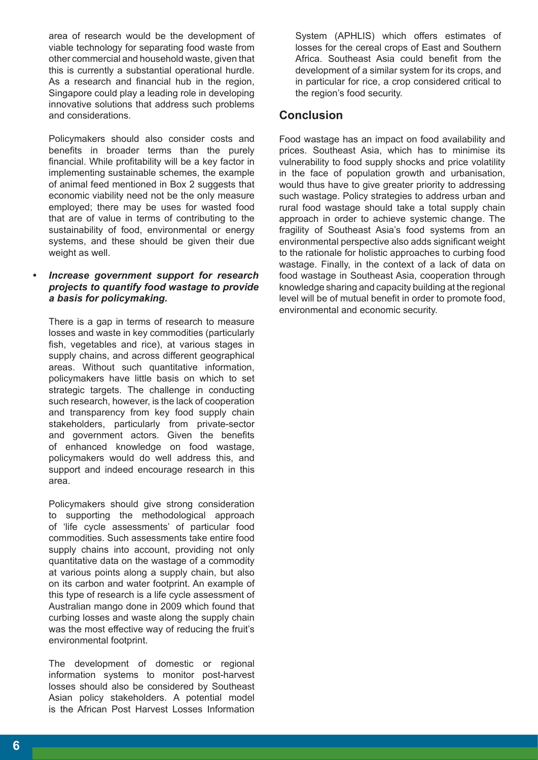area of research would be the development of viable technology for separating food waste from other commercial and household waste, given that this is currently a substantial operational hurdle. As a research and financial hub in the region, Singapore could play a leading role in developing innovative solutions that address such problems and considerations.

Policymakers should also consider costs and benefits in broader terms than the purely financial. While profitability will be a key factor in implementing sustainable schemes, the example of animal feed mentioned in Box 2 suggests that economic viability need not be the only measure employed; there may be uses for wasted food that are of value in terms of contributing to the sustainability of food, environmental or energy systems, and these should be given their due weight as well.

- ***Increase government support for research projects to quantify food wastage to provide a basis for policymaking.***

  There is a gap in terms of research to measure losses and waste in key commodities (particularly fish, vegetables and rice), at various stages in supply chains, and across different geographical areas. Without such quantitative information, policymakers have little basis on which to set strategic targets. The challenge in conducting such research, however, is the lack of cooperation and transparency from key food supply chain stakeholders, particularly from private-sector and government actors. Given the benefits of enhanced knowledge on food wastage, policymakers would do well address this, and support and indeed encourage research in this area.

  Policymakers should give strong consideration to supporting the methodological approach of 'life cycle assessments' of particular food commodities. Such assessments take entire food supply chains into account, providing not only quantitative data on the wastage of a commodity at various points along a supply chain, but also on its carbon and water footprint. An example of this type of research is a life cycle assessment of Australian mango done in 2009 which found that curbing losses and waste along the supply chain was the most effective way of reducing the fruit's environmental footprint.

  The development of domestic or regional information systems to monitor post-harvest losses should also be considered by Southeast Asian policy stakeholders. A potential model is the African Post Harvest Losses Information System (APHLIS) which offers estimates of losses for the cereal crops of East and Southern Africa. Southeast Asia could benefit from the development of a similar system for its crops, and in particular for rice, a crop considered critical to the region's food security.

## Conclusion

Food wastage has an impact on food availability and prices. Southeast Asia, which has to minimise its vulnerability to food supply shocks and price volatility in the face of population growth and urbanisation, would thus have to give greater priority to addressing such wastage. Policy strategies to address urban and rural food wastage should take a total supply chain approach in order to achieve systemic change. The fragility of Southeast Asia's food systems from an environmental perspective also adds significant weight to the rationale for holistic approaches to curbing food wastage. Finally, in the context of a lack of data on food wastage in Southeast Asia, cooperation through knowledge sharing and capacity building at the regional level will be of mutual benefit in order to promote food, environmental and economic security.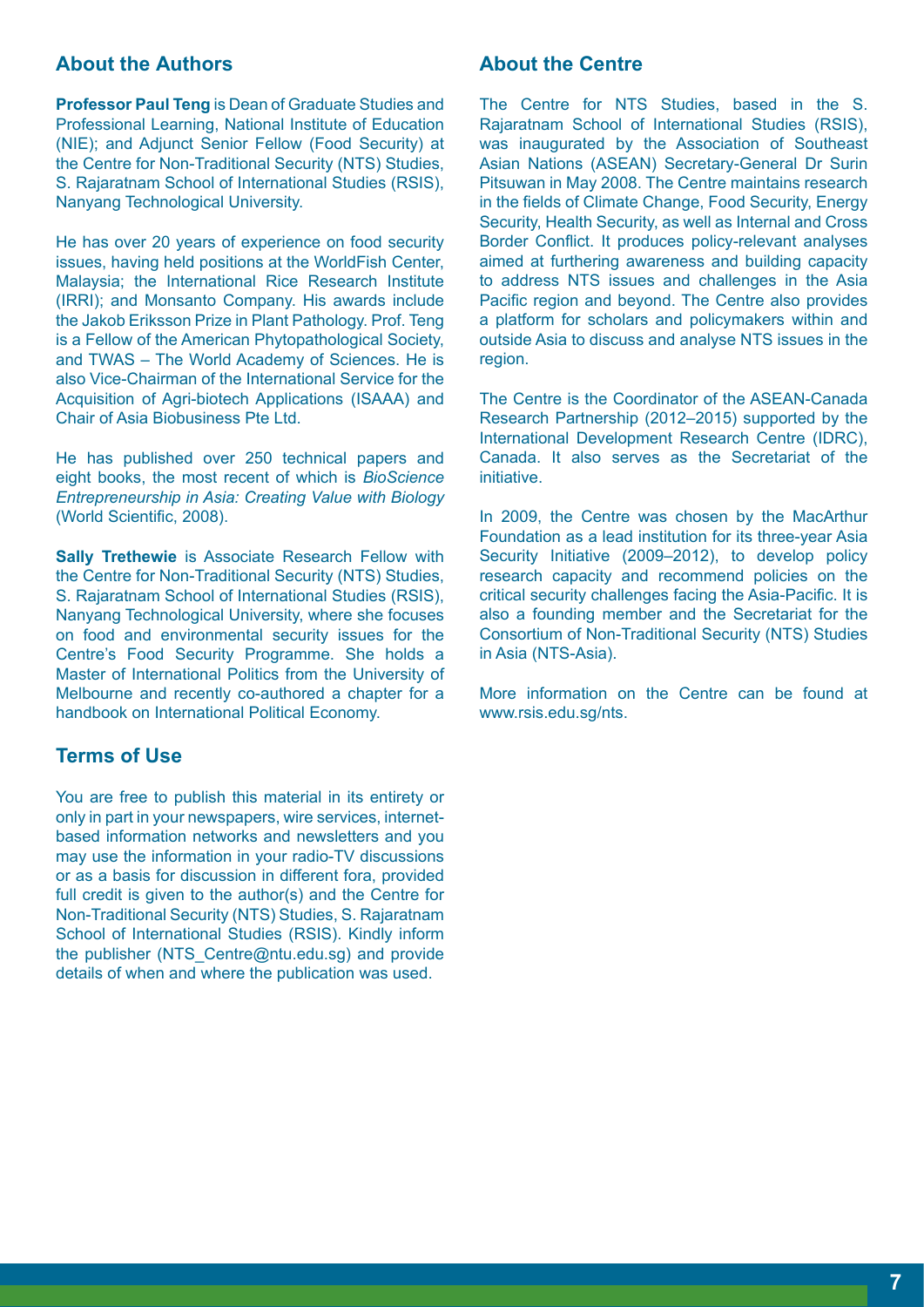## About the Authors

**Professor Paul Teng** is Dean of Graduate Studies and Professional Learning, National Institute of Education (NIE); and Adjunct Senior Fellow (Food Security) at the Centre for Non-Traditional Security (NTS) Studies, S. Rajaratnam School of International Studies (RSIS), Nanyang Technological University.

He has over 20 years of experience on food security issues, having held positions at the WorldFish Center, Malaysia; the International Rice Research Institute (IRRI); and Monsanto Company. His awards include the Jakob Eriksson Prize in Plant Pathology. Prof. Teng is a Fellow of the American Phytopathological Society, and TWAS – The World Academy of Sciences. He is also Vice-Chairman of the International Service for the Acquisition of Agri-biotech Applications (ISAAA) and Chair of Asia Biobusiness Pte Ltd.

He has published over 250 technical papers and eight books, the most recent of which is *BioScience Entrepreneurship in Asia: Creating Value with Biology* (World Scientific, 2008).

**Sally Trethewie** is Associate Research Fellow with the Centre for Non-Traditional Security (NTS) Studies, S. Rajaratnam School of International Studies (RSIS), Nanyang Technological University, where she focuses on food and environmental security issues for the Centre's Food Security Programme. She holds a Master of International Politics from the University of Melbourne and recently co-authored a chapter for a handbook on International Political Economy.

## Terms of Use

You are free to publish this material in its entirety or only in part in your newspapers, wire services, internet-based information networks and newsletters and you may use the information in your radio-TV discussions or as a basis for discussion in different fora, provided full credit is given to the author(s) and the Centre for Non-Traditional Security (NTS) Studies, S. Rajaratnam School of International Studies (RSIS). Kindly inform the publisher (NTS_Centre@ntu.edu.sg) and provide details of when and where the publication was used.

## About the Centre

The Centre for NTS Studies, based in the S. Rajaratnam School of International Studies (RSIS), was inaugurated by the Association of Southeast Asian Nations (ASEAN) Secretary-General Dr Surin Pitsuwan in May 2008. The Centre maintains research in the fields of Climate Change, Food Security, Energy Security, Health Security, as well as Internal and Cross Border Conflict. It produces policy-relevant analyses aimed at furthering awareness and building capacity to address NTS issues and challenges in the Asia Pacific region and beyond. The Centre also provides a platform for scholars and policymakers within and outside Asia to discuss and analyse NTS issues in the region.

The Centre is the Coordinator of the ASEAN-Canada Research Partnership (2012–2015) supported by the International Development Research Centre (IDRC), Canada. It also serves as the Secretariat of the initiative.

In 2009, the Centre was chosen by the MacArthur Foundation as a lead institution for its three-year Asia Security Initiative (2009–2012), to develop policy research capacity and recommend policies on the critical security challenges facing the Asia-Pacific. It is also a founding member and the Secretariat for the Consortium of Non-Traditional Security (NTS) Studies in Asia (NTS-Asia).

More information on the Centre can be found at www.rsis.edu.sg/nts.